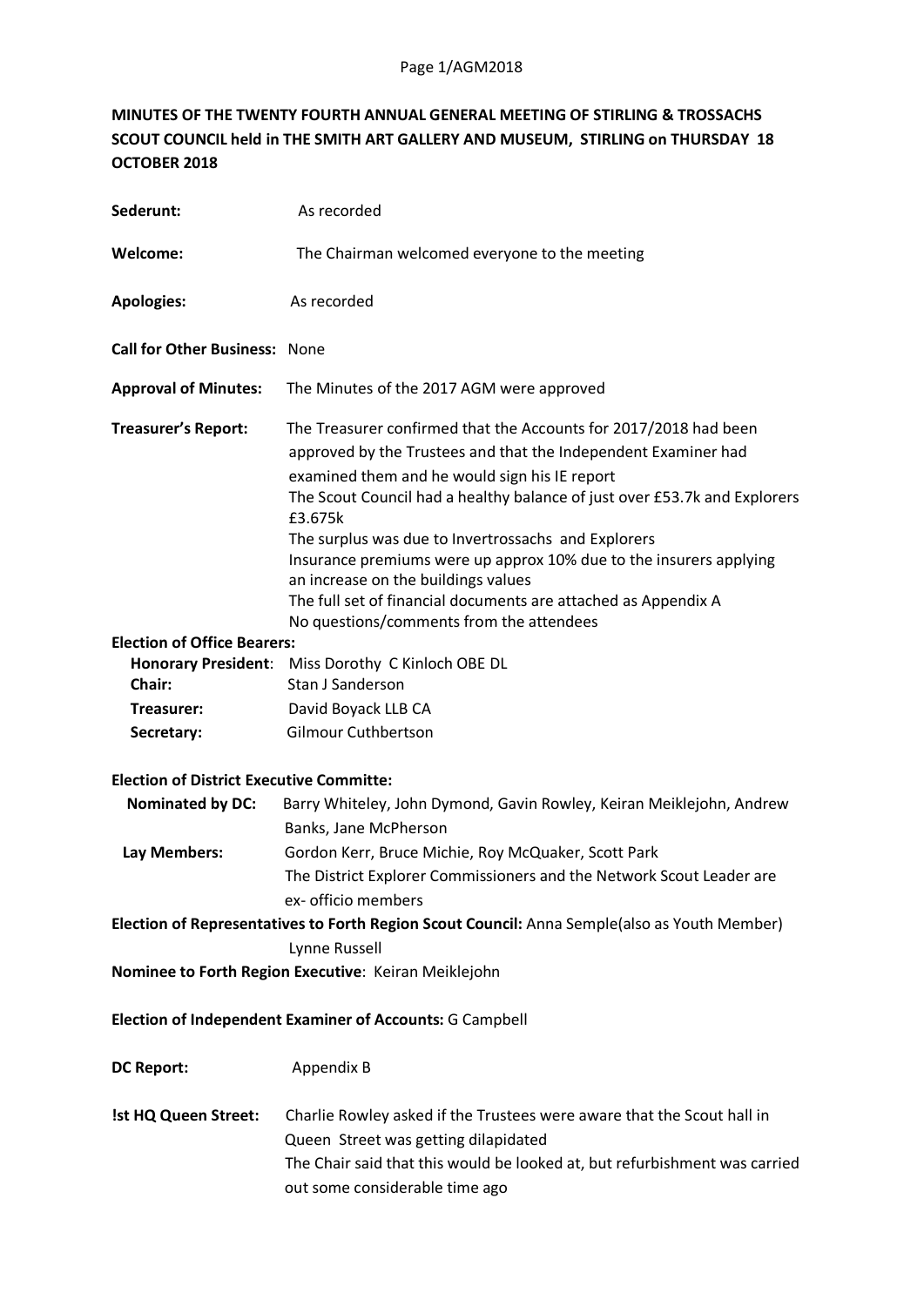**MINUTES OF THE TWENTY FOURTH ANNUAL GENERAL MEETING OF STIRLING & TROSSACHS SCOUT COUNCIL held in THE SMITH ART GALLERY AND MUSEUM, STIRLING on THURSDAY 18 OCTOBER 2018**

**Sederunt:** As recorded

**Welcome:** The Chairman welcomed everyone to the meeting

**Apologies:** As recorded

**Call for Other Business:** None

**Approval of Minutes:** The Minutes of the 2017 AGM were approved

**Treasurer's Report:** The Treasurer confirmed that the Accounts for 2017/2018 had been approved by the Trustees and that the Independent Examiner had examined them and he would sign his IE report
The Scout Council had a healthy balance of just over £53.7k and Explorers £3.675k
The surplus was due to Invertrossachs and Explorers
Insurance premiums were up approx 10% due to the insurers applying an increase on the buildings values
The full set of financial documents are attached as Appendix A
No questions/comments from the attendees

**Election of Office Bearers:**

**Honorary President**: Miss Dorothy C Kinloch OBE DL
**Chair:** Stan J Sanderson
**Treasurer:** David Boyack LLB CA
**Secretary:** Gilmour Cuthbertson

**Election of District Executive Committe:**

**Nominated by DC:** Barry Whiteley, John Dymond, Gavin Rowley, Keiran Meiklejohn, Andrew Banks, Jane McPherson
**Lay Members:** Gordon Kerr, Bruce Michie, Roy McQuaker, Scott Park
The District Explorer Commissioners and the Network Scout Leader are ex- officio members

**Election of Representatives to Forth Region Scout Council:** Anna Semple(also as Youth Member)
Lynne Russell

**Nominee to Forth Region Executive**: Keiran Meiklejohn

**Election of Independent Examiner of Accounts:** G Campbell

**DC Report:** Appendix B

**!st HQ Queen Street:** Charlie Rowley asked if the Trustees were aware that the Scout hall in Queen Street was getting dilapidated
The Chair said that this would be looked at, but refurbishment was carried out some considerable time ago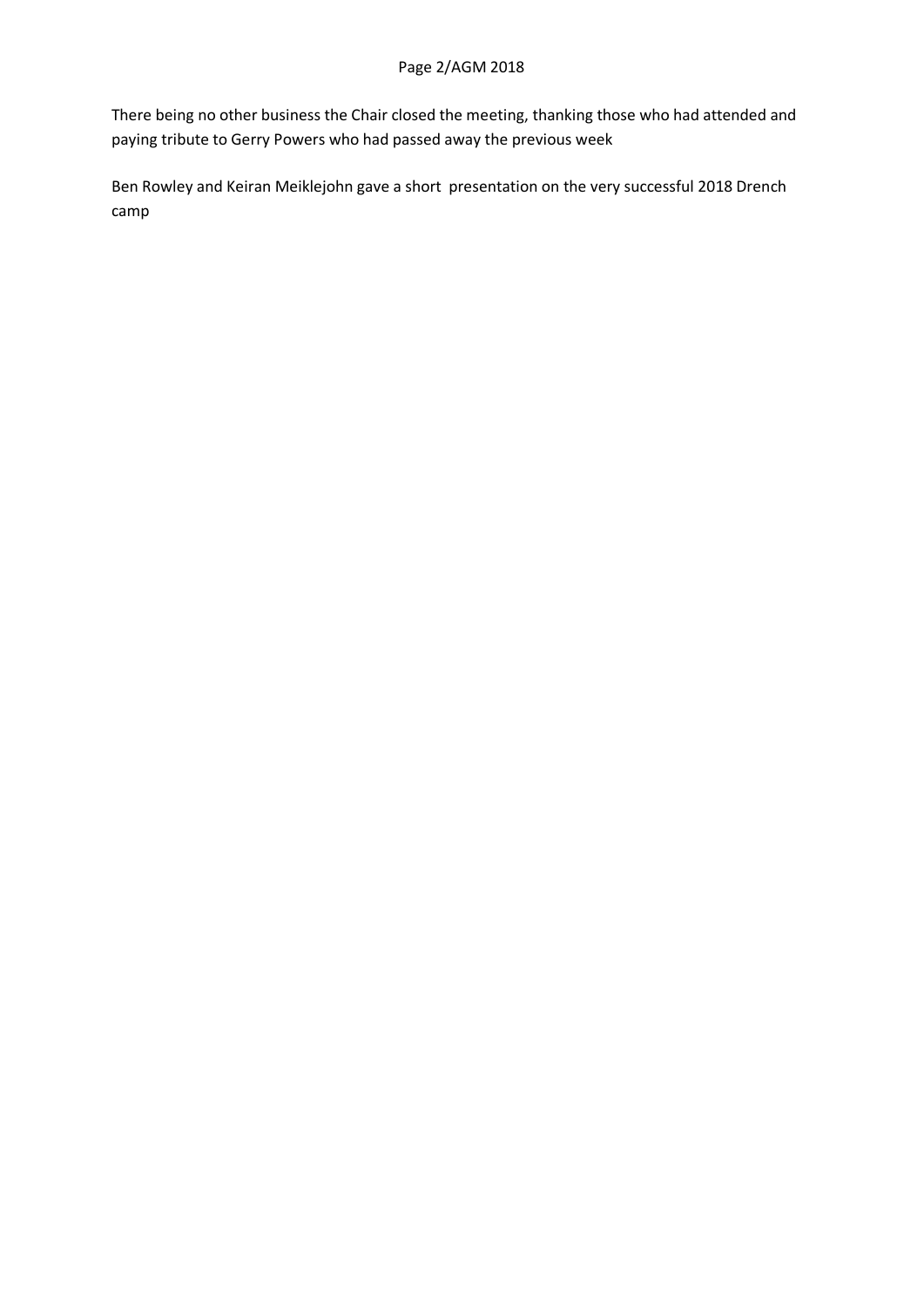There being no other business the Chair closed the meeting, thanking those who had attended and paying tribute to Gerry Powers who had passed away the previous week

Ben Rowley and Keiran Meiklejohn gave a short presentation on the very successful 2018 Drench camp